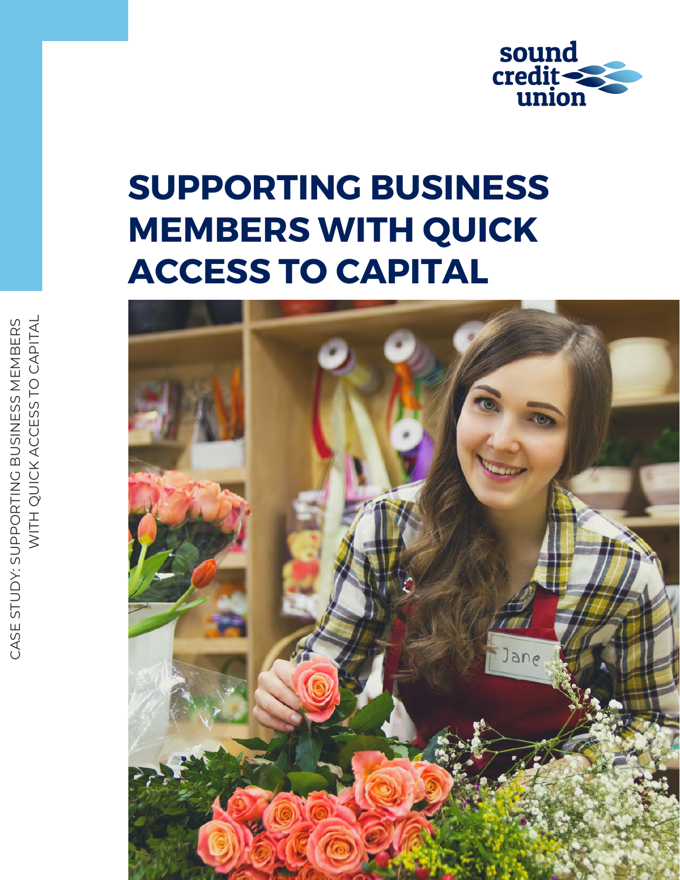sound credit union

# SUPPORTING BUSINESS MEMBERS WITH QUICK ACCESS TO CAPITAL

CASE STUDY: SUPPORTING BUSINESS MEMBERS WITH QUICK ACCESS TO CAPITAL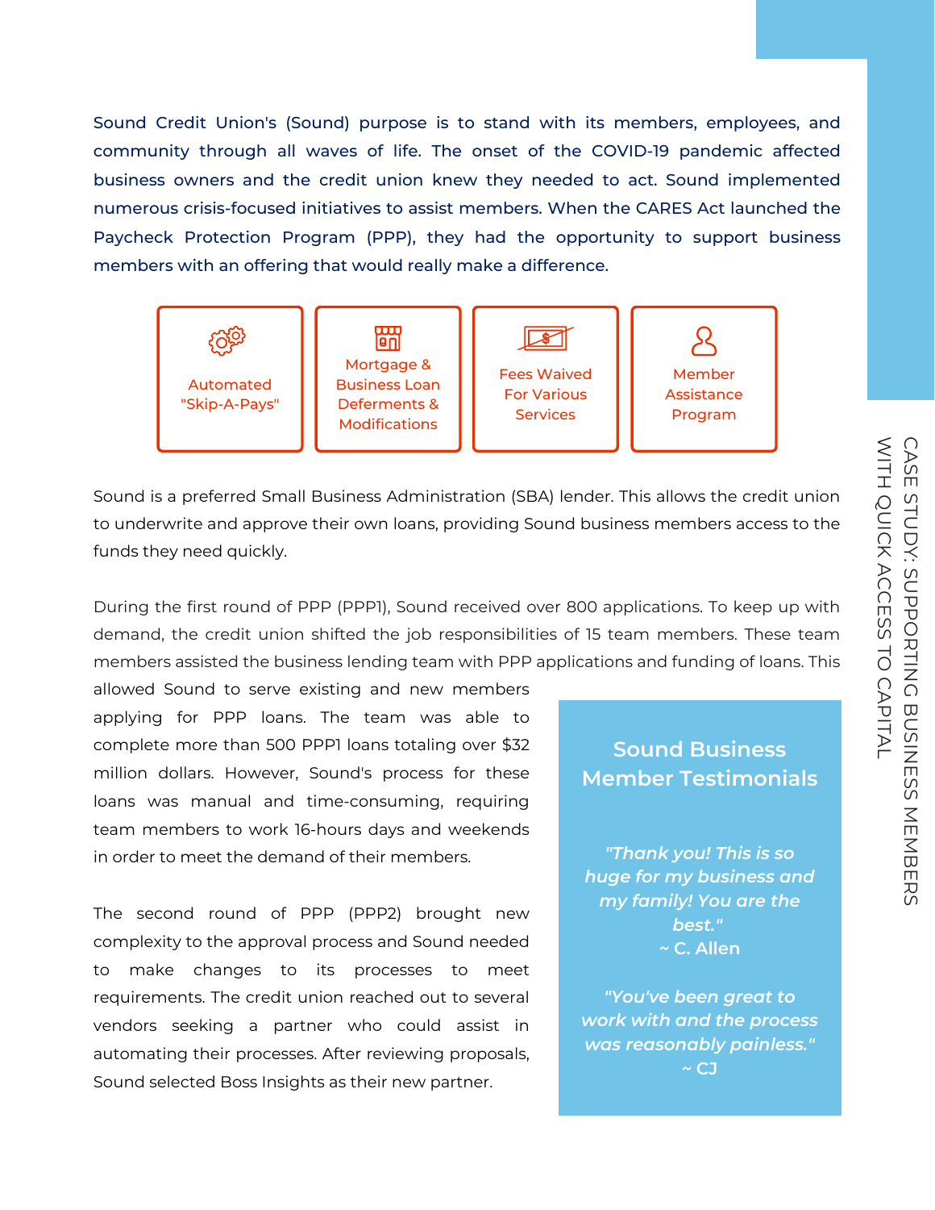Sound Credit Union's (Sound) purpose is to stand with its members, employees, and community through all waves of life. The onset of the COVID-19 pandemic affected business owners and the credit union knew they needed to act. Sound implemented numerous crisis-focused initiatives to assist members. When the CARES Act launched the Paycheck Protection Program (PPP), they had the opportunity to support business members with an offering that would really make a difference.

- Automated "Skip-A-Pays"
- Mortgage & Business Loan Deferments & Modifications
- Fees Waived For Various Services
- Member Assistance Program

Sound is a preferred Small Business Administration (SBA) lender. This allows the credit union to underwrite and approve their own loans, providing Sound business members access to the funds they need quickly.

During the first round of PPP (PPP1), Sound received over 800 applications. To keep up with demand, the credit union shifted the job responsibilities of 15 team members. These team members assisted the business lending team with PPP applications and funding of loans. This allowed Sound to serve existing and new members applying for PPP loans. The team was able to complete more than 500 PPP1 loans totaling over $32 million dollars. However, Sound's process for these loans was manual and time-consuming, requiring team members to work 16-hours days and weekends in order to meet the demand of their members.

The second round of PPP (PPP2) brought new complexity to the approval process and Sound needed to make changes to its processes to meet requirements. The credit union reached out to several vendors seeking a partner who could assist in automating their processes. After reviewing proposals, Sound selected Boss Insights as their new partner.

## Sound Business Member Testimonials

*"Thank you! This is so huge for my business and my family! You are the best."*
~ C. Allen

*"You've been great to work with and the process was reasonably painless."*
~ CJ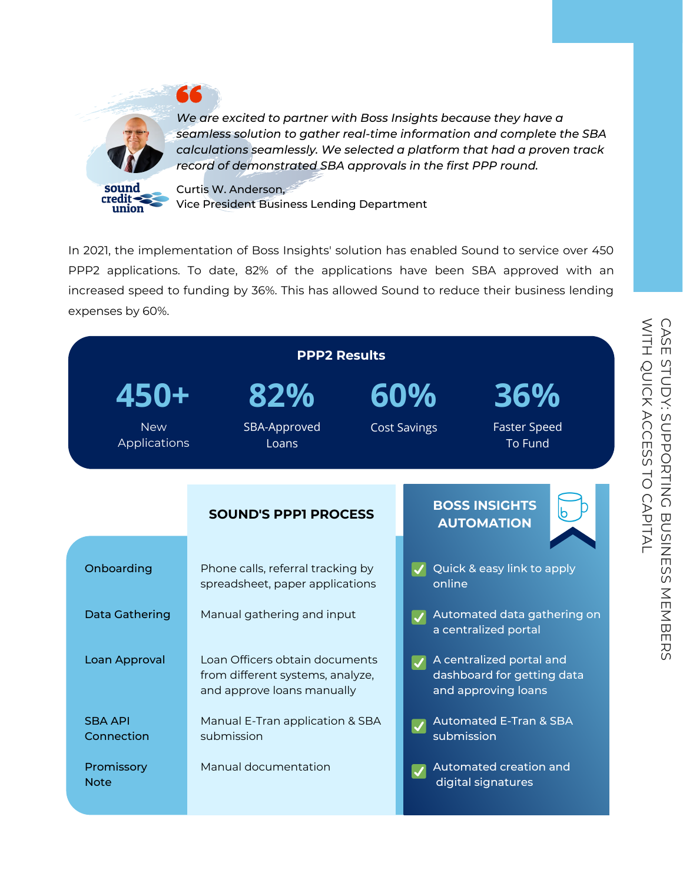> *We are excited to partner with Boss Insights because they have a seamless solution to gather real-time information and complete the SBA calculations seamlessly. We selected a platform that had a proven track record of demonstrated SBA approvals in the first PPP round.*
>
> Curtis W. Anderson,
> Vice President Business Lending Department

sound credit union

In 2021, the implementation of Boss Insights' solution has enabled Sound to service over 450 PPP2 applications. To date, 82% of the applications have been SBA approved with an increased speed to funding by 36%. This has allowed Sound to reduce their business lending expenses by 60%.

## PPP2 Results

**450+** New Applications

**82%** SBA-Approved Loans

**60%** Cost Savings

**36%** Faster Speed To Fund

| | SOUND'S PPP1 PROCESS | BOSS INSIGHTS AUTOMATION |
|---|---|---|
| Onboarding | Phone calls, referral tracking by spreadsheet, paper applications | ✅ Quick & easy link to apply online |
| Data Gathering | Manual gathering and input | ✅ Automated data gathering on a centralized portal |
| Loan Approval | Loan Officers obtain documents from different systems, analyze, and approve loans manually | ✅ A centralized portal and dashboard for getting data and approving loans |
| SBA API Connection | Manual E-Tran application & SBA submission | ✅ Automated E-Tran & SBA submission |
| Promissory Note | Manual documentation | ✅ Automated creation and digital signatures |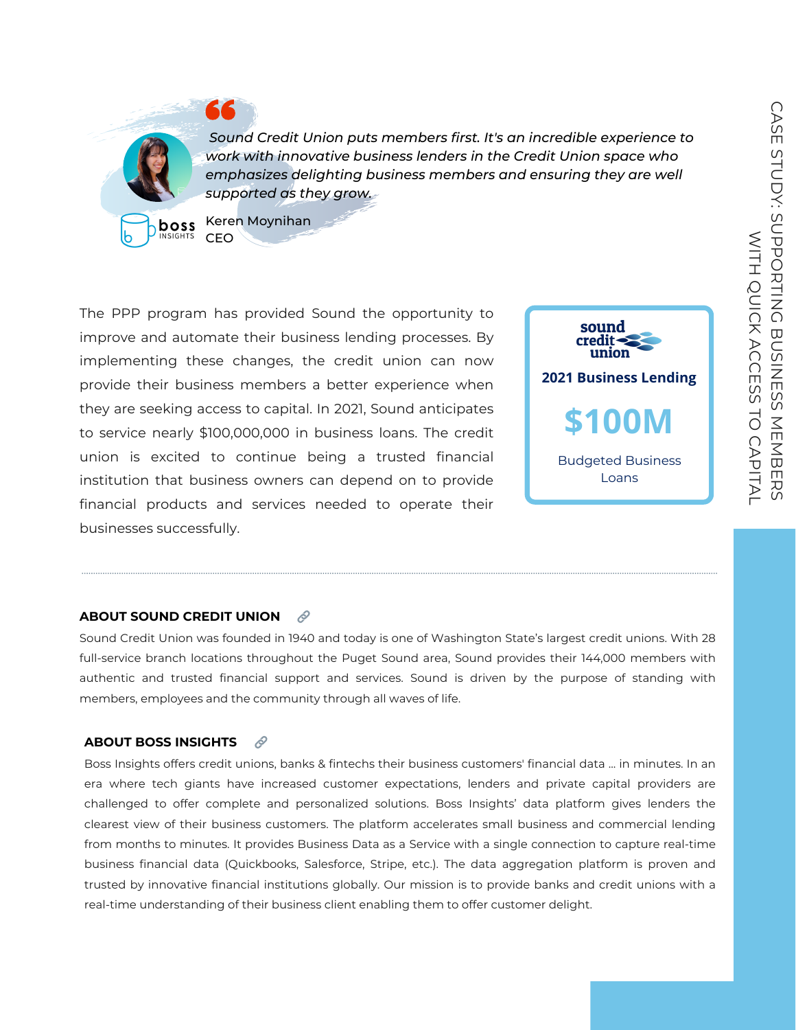> *Sound Credit Union puts members first. It's an incredible experience to work with innovative business lenders in the Credit Union space who emphasizes delighting business members and ensuring they are well supported as they grow.*
>
> Keren Moynihan
> CEO

The PPP program has provided Sound the opportunity to improve and automate their business lending processes. By implementing these changes, the credit union can now provide their business members a better experience when they are seeking access to capital. In 2021, Sound anticipates to service nearly $100,000,000 in business loans. The credit union is excited to continue being a trusted financial institution that business owners can depend on to provide financial products and services needed to operate their businesses successfully.

sound credit union

**2021 Business Lending**

**$100M**

Budgeted Business Loans

---

### ABOUT SOUND CREDIT UNION

Sound Credit Union was founded in 1940 and today is one of Washington State's largest credit unions. With 28 full-service branch locations throughout the Puget Sound area, Sound provides their 144,000 members with authentic and trusted financial support and services. Sound is driven by the purpose of standing with members, employees and the community through all waves of life.

### ABOUT BOSS INSIGHTS

Boss Insights offers credit unions, banks & fintechs their business customers' financial data ... in minutes. In an era where tech giants have increased customer expectations, lenders and private capital providers are challenged to offer complete and personalized solutions. Boss Insights' data platform gives lenders the clearest view of their business customers. The platform accelerates small business and commercial lending from months to minutes. It provides Business Data as a Service with a single connection to capture real-time business financial data (Quickbooks, Salesforce, Stripe, etc.). The data aggregation platform is proven and trusted by innovative financial institutions globally. Our mission is to provide banks and credit unions with a real-time understanding of their business client enabling them to offer customer delight.